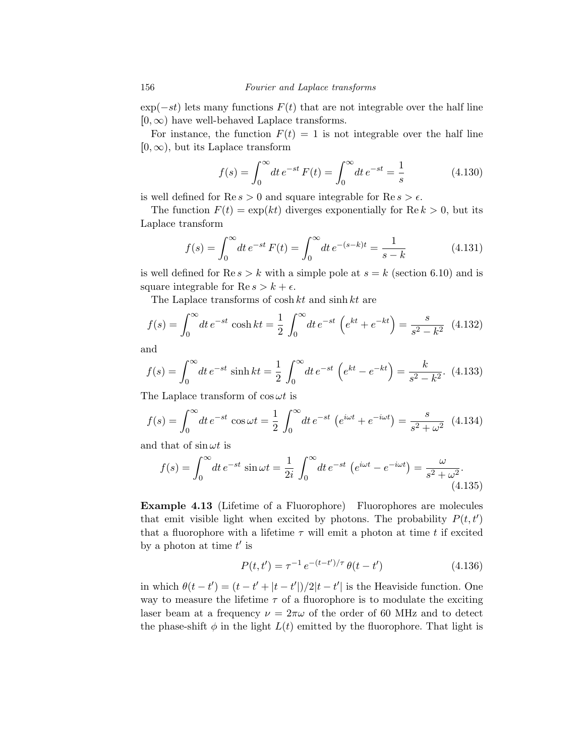$\exp(-st)$ lets many functions $F(t)$ that are not integrable over the half line $[0, \infty)$ have well-behaved Laplace transforms.

For instance, the function $F(t) = 1$ is not integrable over the half line $[0, \infty)$, but its Laplace transform

$$f(s) = \int_0^\infty dt\, e^{-st}\, F(t) = \int_0^\infty dt\, e^{-st} = \frac{1}{s} \tag{4.130}$$

is well defined for $\operatorname{Re} s > 0$ and square integrable for $\operatorname{Re} s > \epsilon$.

The function $F(t) = \exp(kt)$ diverges exponentially for $\operatorname{Re} k > 0$, but its Laplace transform

$$f(s) = \int_0^\infty dt\, e^{-st}\, F(t) = \int_0^\infty dt\, e^{-(s-k)t} = \frac{1}{s-k} \tag{4.131}$$

is well defined for $\operatorname{Re} s > k$ with a simple pole at $s = k$ (section 6.10) and is square integrable for $\operatorname{Re} s > k + \epsilon$.

The Laplace transforms of $\cosh kt$ and $\sinh kt$ are

$$f(s) = \int_0^\infty dt\, e^{-st}\, \cosh kt = \frac{1}{2} \int_0^\infty dt\, e^{-st} \left( e^{kt} + e^{-kt} \right) = \frac{s}{s^2 - k^2} \tag{4.132}$$

and

$$f(s) = \int_0^\infty dt\, e^{-st}\, \sinh kt = \frac{1}{2} \int_0^\infty dt\, e^{-st} \left( e^{kt} - e^{-kt} \right) = \frac{k}{s^2 - k^2}. \tag{4.133}$$

The Laplace transform of $\cos \omega t$ is

$$f(s) = \int_0^\infty dt\, e^{-st}\, \cos \omega t = \frac{1}{2} \int_0^\infty dt\, e^{-st} \left( e^{i\omega t} + e^{-i\omega t} \right) = \frac{s}{s^2 + \omega^2} \tag{4.134}$$

and that of $\sin \omega t$ is

$$f(s) = \int_0^\infty dt\, e^{-st}\, \sin \omega t = \frac{1}{2i} \int_0^\infty dt\, e^{-st} \left( e^{i\omega t} - e^{-i\omega t} \right) = \frac{\omega}{s^2 + \omega^2}. \tag{4.135}$$

**Example 4.13** (Lifetime of a Fluorophore) Fluorophores are molecules that emit visible light when excited by photons. The probability $P(t, t')$ that a fluorophore with a lifetime $\tau$ will emit a photon at time $t$ if excited by a photon at time $t'$ is

$$P(t, t') = \tau^{-1}\, e^{-(t-t')/\tau}\, \theta(t - t') \tag{4.136}$$

in which $\theta(t - t') = (t - t' + |t - t'|)/2|t - t'|$ is the Heaviside function. One way to measure the lifetime $\tau$ of a fluorophore is to modulate the exciting laser beam at a frequency $\nu = 2\pi\omega$ of the order of 60 MHz and to detect the phase-shift $\phi$ in the light $L(t)$ emitted by the fluorophore. That light is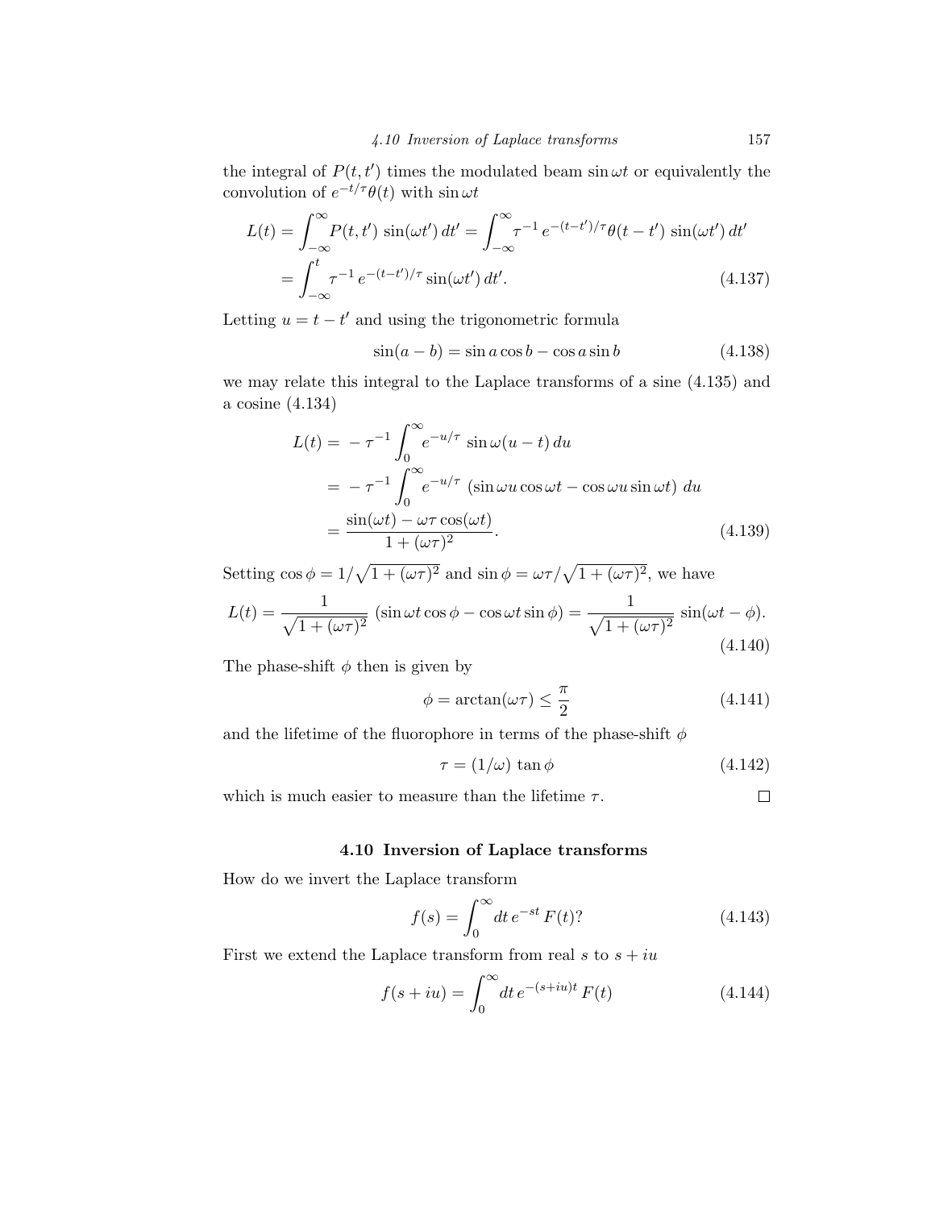the integral of $P(t,t')$ times the modulated beam $\sin \omega t$ or equivalently the convolution of $e^{-t/\tau}\theta(t)$ with $\sin \omega t$

$$
\begin{aligned}
L(t) = \int_{-\infty}^{\infty} P(t,t') \, \sin(\omega t') \, dt' &= \int_{-\infty}^{\infty} \tau^{-1} \, e^{-(t-t')/\tau} \theta(t-t') \, \sin(\omega t') \, dt' \\
&= \int_{-\infty}^{t} \tau^{-1} \, e^{-(t-t')/\tau} \sin(\omega t') \, dt'.
\end{aligned}
\tag{4.137}
$$

Letting $u = t - t'$ and using the trigonometric formula

$$
\sin(a - b) = \sin a \cos b - \cos a \sin b \tag{4.138}
$$

we may relate this integral to the Laplace transforms of a sine (4.135) and a cosine (4.134)

$$
\begin{aligned}
L(t) &= -\tau^{-1} \int_0^{\infty} e^{-u/\tau} \, \sin \omega(u - t) \, du \\
&= -\tau^{-1} \int_0^{\infty} e^{-u/\tau} \, (\sin \omega u \cos \omega t - \cos \omega u \sin \omega t) \, du \\
&= \frac{\sin(\omega t) - \omega\tau \cos(\omega t)}{1 + (\omega\tau)^2}.
\end{aligned}
\tag{4.139}
$$

Setting $\cos\phi = 1/\sqrt{1 + (\omega\tau)^2}$ and $\sin\phi = \omega\tau/\sqrt{1 + (\omega\tau)^2}$, we have

$$
L(t) = \frac{1}{\sqrt{1 + (\omega\tau)^2}} \, (\sin \omega t \cos \phi - \cos \omega t \sin \phi) = \frac{1}{\sqrt{1 + (\omega\tau)^2}} \, \sin(\omega t - \phi).
\tag{4.140}
$$

The phase-shift $\phi$ then is given by

$$
\phi = \arctan(\omega\tau) \le \frac{\pi}{2} \tag{4.141}
$$

and the lifetime of the fluorophore in terms of the phase-shift $\phi$

$$
\tau = (1/\omega) \, \tan \phi \tag{4.142}
$$

which is much easier to measure than the lifetime $\tau$. □

## 4.10 Inversion of Laplace transforms

How do we invert the Laplace transform

$$
f(s) = \int_0^{\infty} dt \, e^{-st} \, F(t)? \tag{4.143}
$$

First we extend the Laplace transform from real $s$ to $s + iu$

$$
f(s + iu) = \int_0^{\infty} dt \, e^{-(s+iu)t} \, F(t) \tag{4.144}
$$